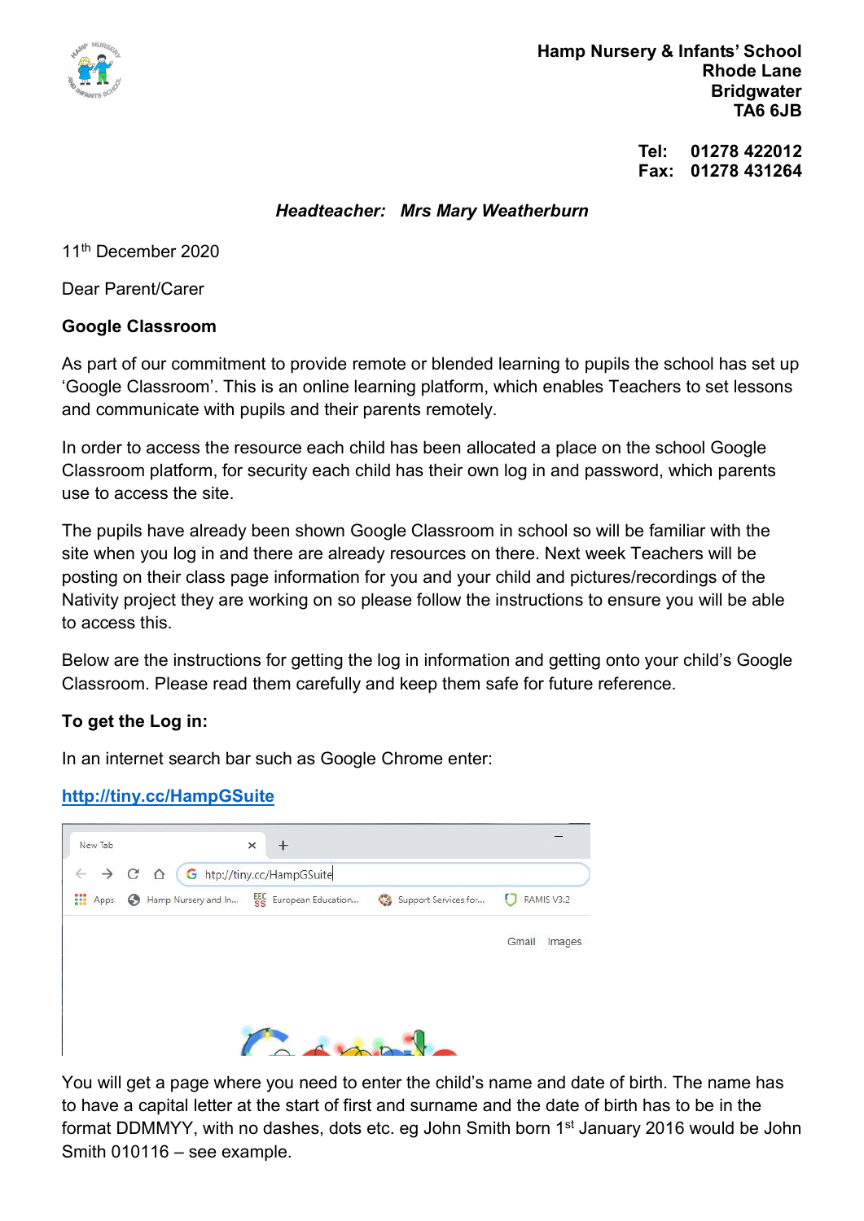**Hamp Nursery & Infants' School**
**Rhode Lane**
**Bridgwater**
**TA6 6JB**

**Tel: 01278 422012**
**Fax: 01278 431264**

***Headteacher: Mrs Mary Weatherburn***

11th December 2020

Dear Parent/Carer

**Google Classroom**

As part of our commitment to provide remote or blended learning to pupils the school has set up 'Google Classroom'. This is an online learning platform, which enables Teachers to set lessons and communicate with pupils and their parents remotely.

In order to access the resource each child has been allocated a place on the school Google Classroom platform, for security each child has their own log in and password, which parents use to access the site.

The pupils have already been shown Google Classroom in school so will be familiar with the site when you log in and there are already resources on there. Next week Teachers will be posting on their class page information for you and your child and pictures/recordings of the Nativity project they are working on so please follow the instructions to ensure you will be able to access this.

Below are the instructions for getting the log in information and getting onto your child's Google Classroom. Please read them carefully and keep them safe for future reference.

**To get the Log in:**

In an internet search bar such as Google Chrome enter:

**http://tiny.cc/HampGSuite**

You will get a page where you need to enter the child's name and date of birth. The name has to have a capital letter at the start of first and surname and the date of birth has to be in the format DDMMYY, with no dashes, dots etc. eg John Smith born 1st January 2016 would be John Smith 010116 – see example.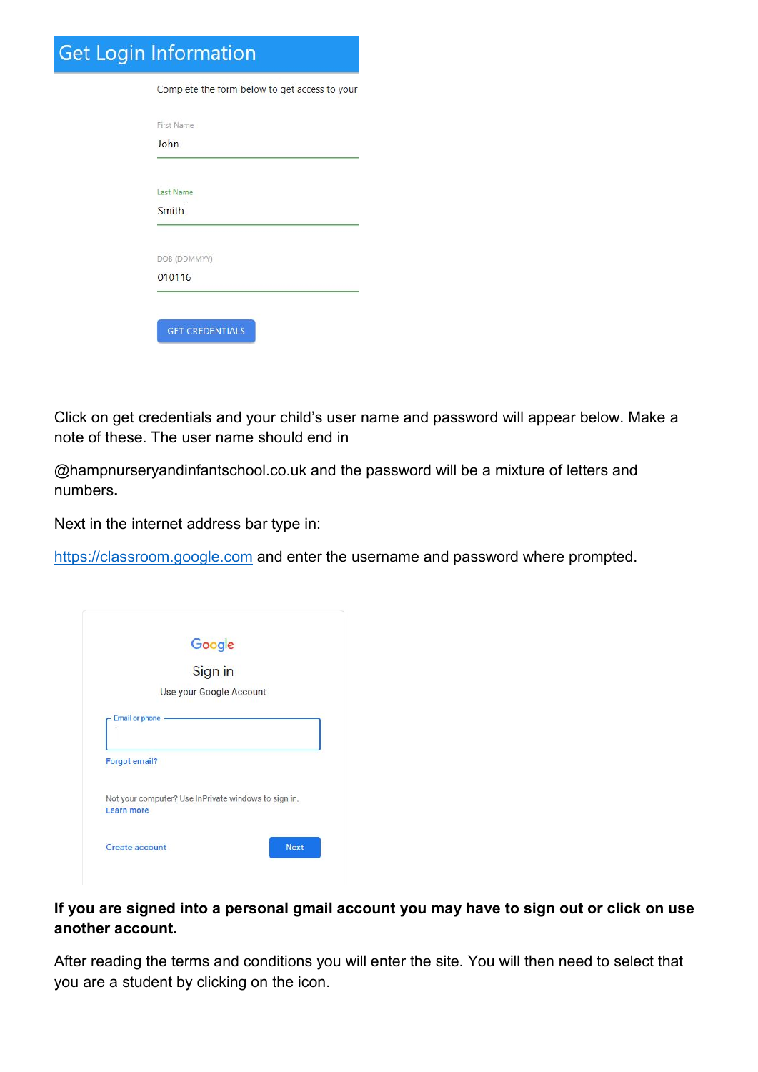Get Login Information

Complete the form below to get access to your

First Name
John

Last Name
Smith

DOB (DDMMYY)
010116

GET CREDENTIALS

Click on get credentials and your child's user name and password will appear below. Make a note of these. The user name should end in

@hampnurseryandinfantschool.co.uk and the password will be a mixture of letters and numbers**.**

Next in the internet address bar type in:

https://classroom.google.com and enter the username and password where prompted.

Google

Sign in

Use your Google Account

Email or phone

Forgot email?

Not your computer? Use InPrivate windows to sign in.
Learn more

Create account

Next

**If you are signed into a personal gmail account you may have to sign out or click on use another account.**

After reading the terms and conditions you will enter the site. You will then need to select that you are a student by clicking on the icon.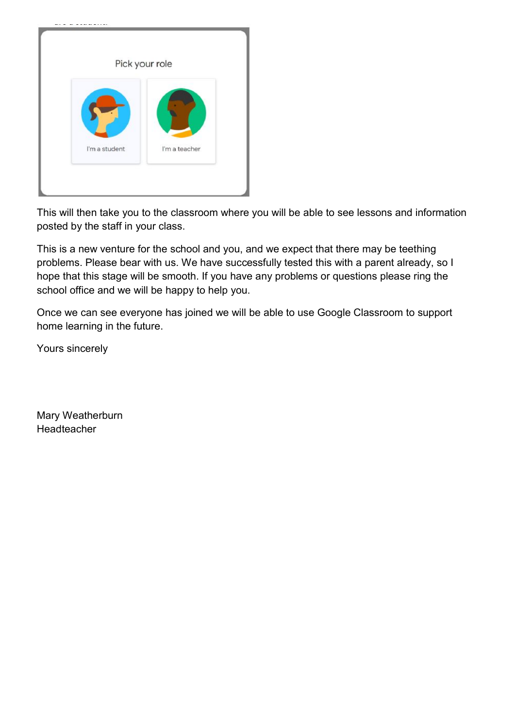This will then take you to the classroom where you will be able to see lessons and information posted by the staff in your class.

This is a new venture for the school and you, and we expect that there may be teething problems. Please bear with us. We have successfully tested this with a parent already, so I hope that this stage will be smooth. If you have any problems or questions please ring the school office and we will be happy to help you.

Once we can see everyone has joined we will be able to use Google Classroom to support home learning in the future.

Yours sincerely

Mary Weatherburn
Headteacher